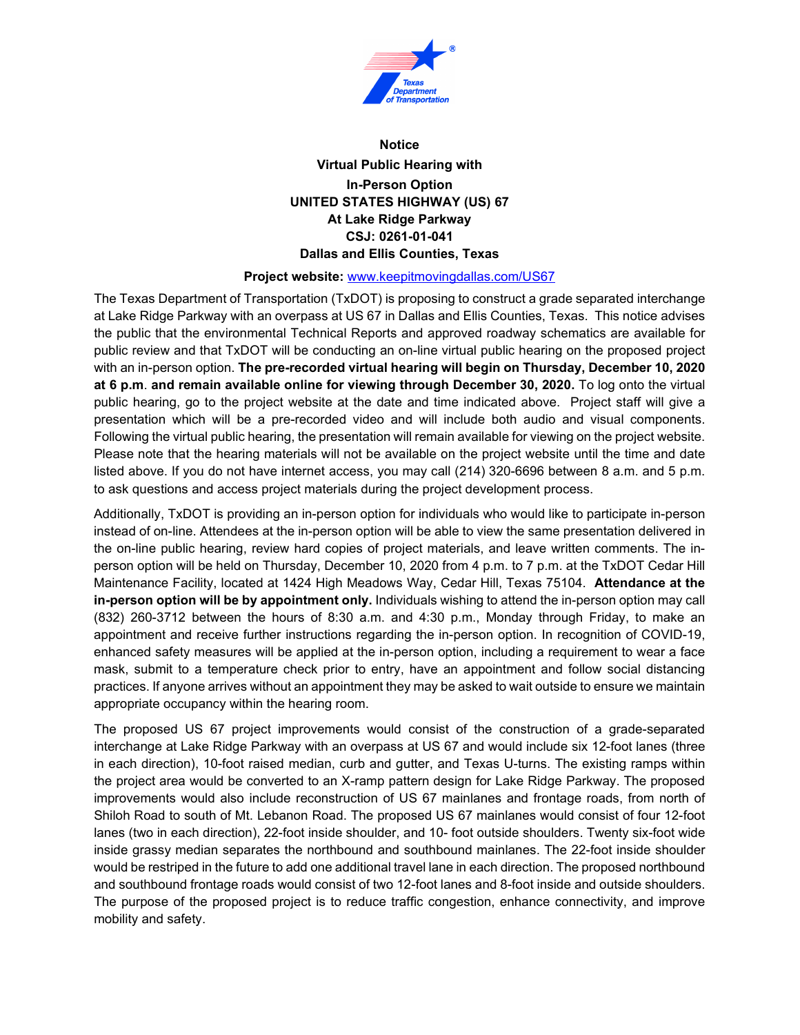**Notice**

**Virtual Public Hearing with**

**In-Person Option**

**UNITED STATES HIGHWAY (US) 67**

**At Lake Ridge Parkway**

**CSJ: 0261-01-041**

**Dallas and Ellis Counties, Texas**

**Project website:** [www.keepitmovingdallas.com/US67](www.keepitmovingdallas.com/US67)

The Texas Department of Transportation (TxDOT) is proposing to construct a grade separated interchange at Lake Ridge Parkway with an overpass at US 67 in Dallas and Ellis Counties, Texas. This notice advises the public that the environmental Technical Reports and approved roadway schematics are available for public review and that TxDOT will be conducting an on-line virtual public hearing on the proposed project with an in-person option. **The pre-recorded virtual hearing will begin on Thursday, December 10, 2020 at 6 p.m**. **and remain available online for viewing through December 30, 2020.** To log onto the virtual public hearing, go to the project website at the date and time indicated above. Project staff will give a presentation which will be a pre-recorded video and will include both audio and visual components. Following the virtual public hearing, the presentation will remain available for viewing on the project website. Please note that the hearing materials will not be available on the project website until the time and date listed above. If you do not have internet access, you may call (214) 320-6696 between 8 a.m. and 5 p.m. to ask questions and access project materials during the project development process.

Additionally, TxDOT is providing an in-person option for individuals who would like to participate in-person instead of on-line. Attendees at the in-person option will be able to view the same presentation delivered in the on-line public hearing, review hard copies of project materials, and leave written comments. The in-person option will be held on Thursday, December 10, 2020 from 4 p.m. to 7 p.m. at the TxDOT Cedar Hill Maintenance Facility, located at 1424 High Meadows Way, Cedar Hill, Texas 75104. **Attendance at the in-person option will be by appointment only.** Individuals wishing to attend the in-person option may call (832) 260-3712 between the hours of 8:30 a.m. and 4:30 p.m., Monday through Friday, to make an appointment and receive further instructions regarding the in-person option. In recognition of COVID-19, enhanced safety measures will be applied at the in-person option, including a requirement to wear a face mask, submit to a temperature check prior to entry, have an appointment and follow social distancing practices. If anyone arrives without an appointment they may be asked to wait outside to ensure we maintain appropriate occupancy within the hearing room.

The proposed US 67 project improvements would consist of the construction of a grade-separated interchange at Lake Ridge Parkway with an overpass at US 67 and would include six 12-foot lanes (three in each direction), 10-foot raised median, curb and gutter, and Texas U-turns. The existing ramps within the project area would be converted to an X-ramp pattern design for Lake Ridge Parkway. The proposed improvements would also include reconstruction of US 67 mainlanes and frontage roads, from north of Shiloh Road to south of Mt. Lebanon Road. The proposed US 67 mainlanes would consist of four 12-foot lanes (two in each direction), 22-foot inside shoulder, and 10- foot outside shoulders. Twenty six-foot wide inside grassy median separates the northbound and southbound mainlanes. The 22-foot inside shoulder would be restriped in the future to add one additional travel lane in each direction. The proposed northbound and southbound frontage roads would consist of two 12-foot lanes and 8-foot inside and outside shoulders. The purpose of the proposed project is to reduce traffic congestion, enhance connectivity, and improve mobility and safety.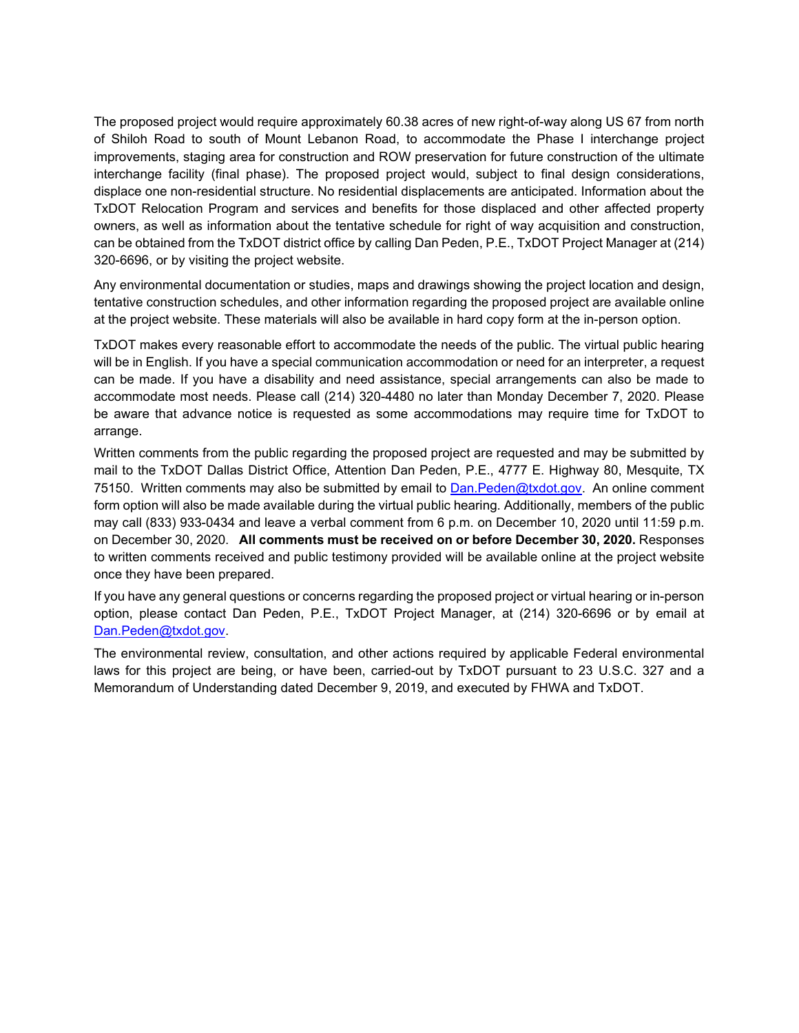The proposed project would require approximately 60.38 acres of new right-of-way along US 67 from north of Shiloh Road to south of Mount Lebanon Road, to accommodate the Phase I interchange project improvements, staging area for construction and ROW preservation for future construction of the ultimate interchange facility (final phase). The proposed project would, subject to final design considerations, displace one non-residential structure. No residential displacements are anticipated. Information about the TxDOT Relocation Program and services and benefits for those displaced and other affected property owners, as well as information about the tentative schedule for right of way acquisition and construction, can be obtained from the TxDOT district office by calling Dan Peden, P.E., TxDOT Project Manager at (214) 320-6696, or by visiting the project website.

Any environmental documentation or studies, maps and drawings showing the project location and design, tentative construction schedules, and other information regarding the proposed project are available online at the project website. These materials will also be available in hard copy form at the in-person option.

TxDOT makes every reasonable effort to accommodate the needs of the public. The virtual public hearing will be in English. If you have a special communication accommodation or need for an interpreter, a request can be made. If you have a disability and need assistance, special arrangements can also be made to accommodate most needs. Please call (214) 320-4480 no later than Monday December 7, 2020. Please be aware that advance notice is requested as some accommodations may require time for TxDOT to arrange.

Written comments from the public regarding the proposed project are requested and may be submitted by mail to the TxDOT Dallas District Office, Attention Dan Peden, P.E., 4777 E. Highway 80, Mesquite, TX 75150. Written comments may also be submitted by email to Dan.Peden@txdot.gov. An online comment form option will also be made available during the virtual public hearing. Additionally, members of the public may call (833) 933-0434 and leave a verbal comment from 6 p.m. on December 10, 2020 until 11:59 p.m. on December 30, 2020. **All comments must be received on or before December 30, 2020.** Responses to written comments received and public testimony provided will be available online at the project website once they have been prepared.

If you have any general questions or concerns regarding the proposed project or virtual hearing or in-person option, please contact Dan Peden, P.E., TxDOT Project Manager, at (214) 320-6696 or by email at Dan.Peden@txdot.gov.

The environmental review, consultation, and other actions required by applicable Federal environmental laws for this project are being, or have been, carried-out by TxDOT pursuant to 23 U.S.C. 327 and a Memorandum of Understanding dated December 9, 2019, and executed by FHWA and TxDOT.